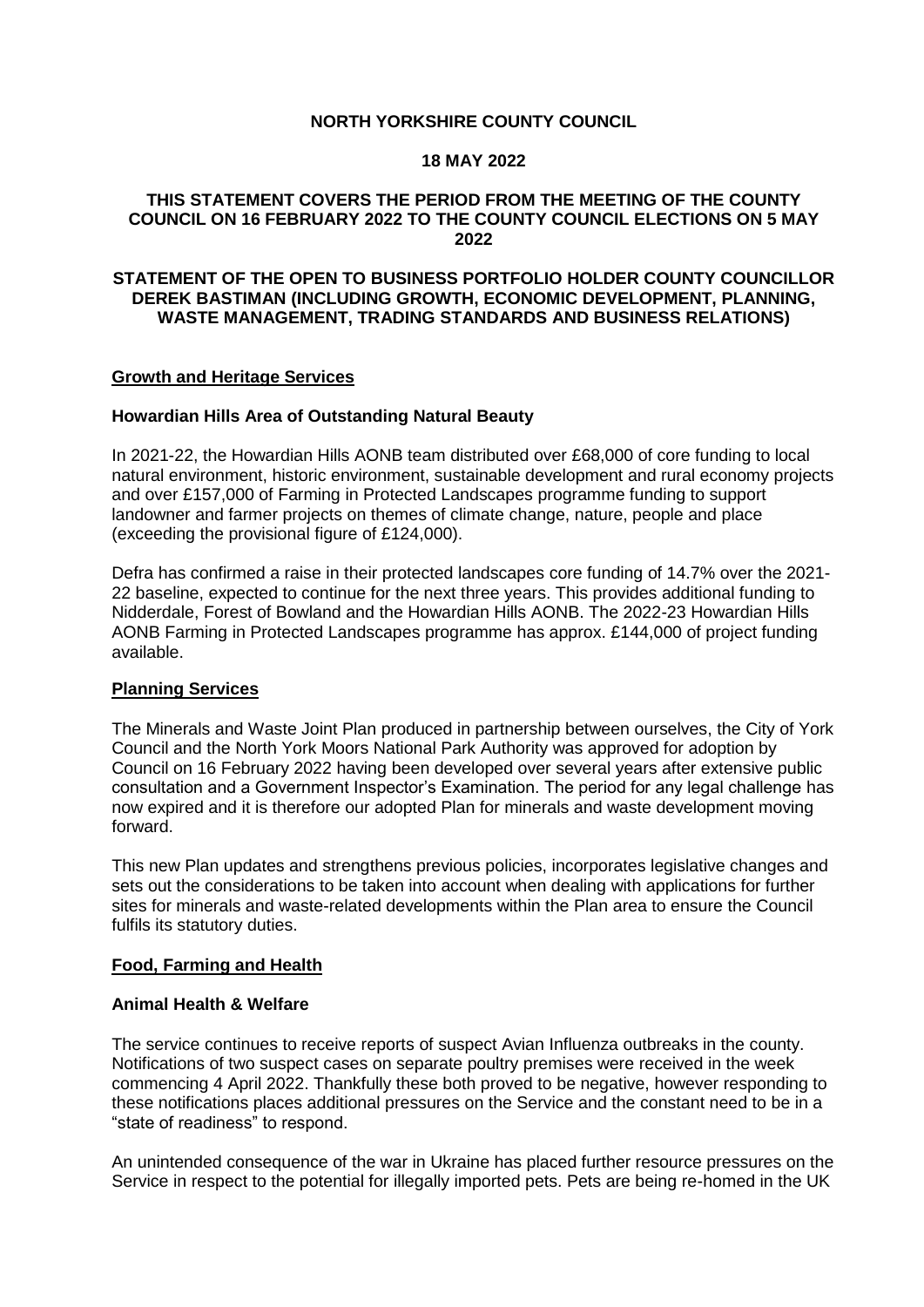**NORTH YORKSHIRE COUNTY COUNCIL**

**18 MAY 2022**

**THIS STATEMENT COVERS THE PERIOD FROM THE MEETING OF THE COUNTY COUNCIL ON 16 FEBRUARY 2022 TO THE COUNTY COUNCIL ELECTIONS ON 5 MAY 2022**

**STATEMENT OF THE OPEN TO BUSINESS PORTFOLIO HOLDER COUNTY COUNCILLOR DEREK BASTIMAN (INCLUDING GROWTH, ECONOMIC DEVELOPMENT, PLANNING, WASTE MANAGEMENT, TRADING STANDARDS AND BUSINESS RELATIONS)**

## Growth and Heritage Services

### Howardian Hills Area of Outstanding Natural Beauty

In 2021-22, the Howardian Hills AONB team distributed over £68,000 of core funding to local natural environment, historic environment, sustainable development and rural economy projects and over £157,000 of Farming in Protected Landscapes programme funding to support landowner and farmer projects on themes of climate change, nature, people and place (exceeding the provisional figure of £124,000).

Defra has confirmed a raise in their protected landscapes core funding of 14.7% over the 2021-22 baseline, expected to continue for the next three years. This provides additional funding to Nidderdale, Forest of Bowland and the Howardian Hills AONB. The 2022-23 Howardian Hills AONB Farming in Protected Landscapes programme has approx. £144,000 of project funding available.

## Planning Services

The Minerals and Waste Joint Plan produced in partnership between ourselves, the City of York Council and the North York Moors National Park Authority was approved for adoption by Council on 16 February 2022 having been developed over several years after extensive public consultation and a Government Inspector's Examination. The period for any legal challenge has now expired and it is therefore our adopted Plan for minerals and waste development moving forward.

This new Plan updates and strengthens previous policies, incorporates legislative changes and sets out the considerations to be taken into account when dealing with applications for further sites for minerals and waste-related developments within the Plan area to ensure the Council fulfils its statutory duties.

## Food, Farming and Health

### Animal Health & Welfare

The service continues to receive reports of suspect Avian Influenza outbreaks in the county. Notifications of two suspect cases on separate poultry premises were received in the week commencing 4 April 2022. Thankfully these both proved to be negative, however responding to these notifications places additional pressures on the Service and the constant need to be in a "state of readiness" to respond.

An unintended consequence of the war in Ukraine has placed further resource pressures on the Service in respect to the potential for illegally imported pets. Pets are being re-homed in the UK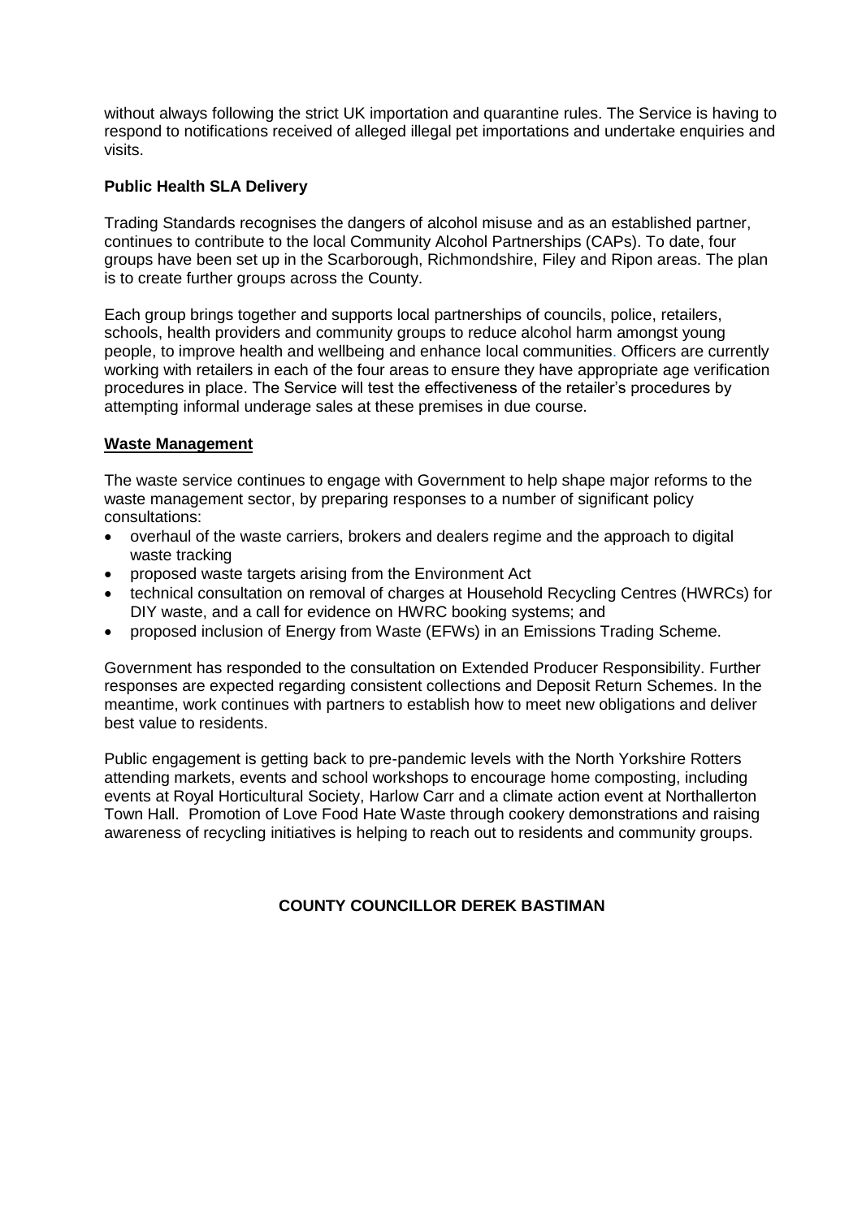without always following the strict UK importation and quarantine rules. The Service is having to respond to notifications received of alleged illegal pet importations and undertake enquiries and visits.

**Public Health SLA Delivery**

Trading Standards recognises the dangers of alcohol misuse and as an established partner, continues to contribute to the local Community Alcohol Partnerships (CAPs). To date, four groups have been set up in the Scarborough, Richmondshire, Filey and Ripon areas. The plan is to create further groups across the County.

Each group brings together and supports local partnerships of councils, police, retailers, schools, health providers and community groups to reduce alcohol harm amongst young people, to improve health and wellbeing and enhance local communities. Officers are currently working with retailers in each of the four areas to ensure they have appropriate age verification procedures in place. The Service will test the effectiveness of the retailer's procedures by attempting informal underage sales at these premises in due course.

**Waste Management**

The waste service continues to engage with Government to help shape major reforms to the waste management sector, by preparing responses to a number of significant policy consultations:

- overhaul of the waste carriers, brokers and dealers regime and the approach to digital waste tracking
- proposed waste targets arising from the Environment Act
- technical consultation on removal of charges at Household Recycling Centres (HWRCs) for DIY waste, and a call for evidence on HWRC booking systems; and
- proposed inclusion of Energy from Waste (EFWs) in an Emissions Trading Scheme.

Government has responded to the consultation on Extended Producer Responsibility. Further responses are expected regarding consistent collections and Deposit Return Schemes. In the meantime, work continues with partners to establish how to meet new obligations and deliver best value to residents.

Public engagement is getting back to pre-pandemic levels with the North Yorkshire Rotters attending markets, events and school workshops to encourage home composting, including events at Royal Horticultural Society, Harlow Carr and a climate action event at Northallerton Town Hall. Promotion of Love Food Hate Waste through cookery demonstrations and raising awareness of recycling initiatives is helping to reach out to residents and community groups.

**COUNTY COUNCILLOR DEREK BASTIMAN**